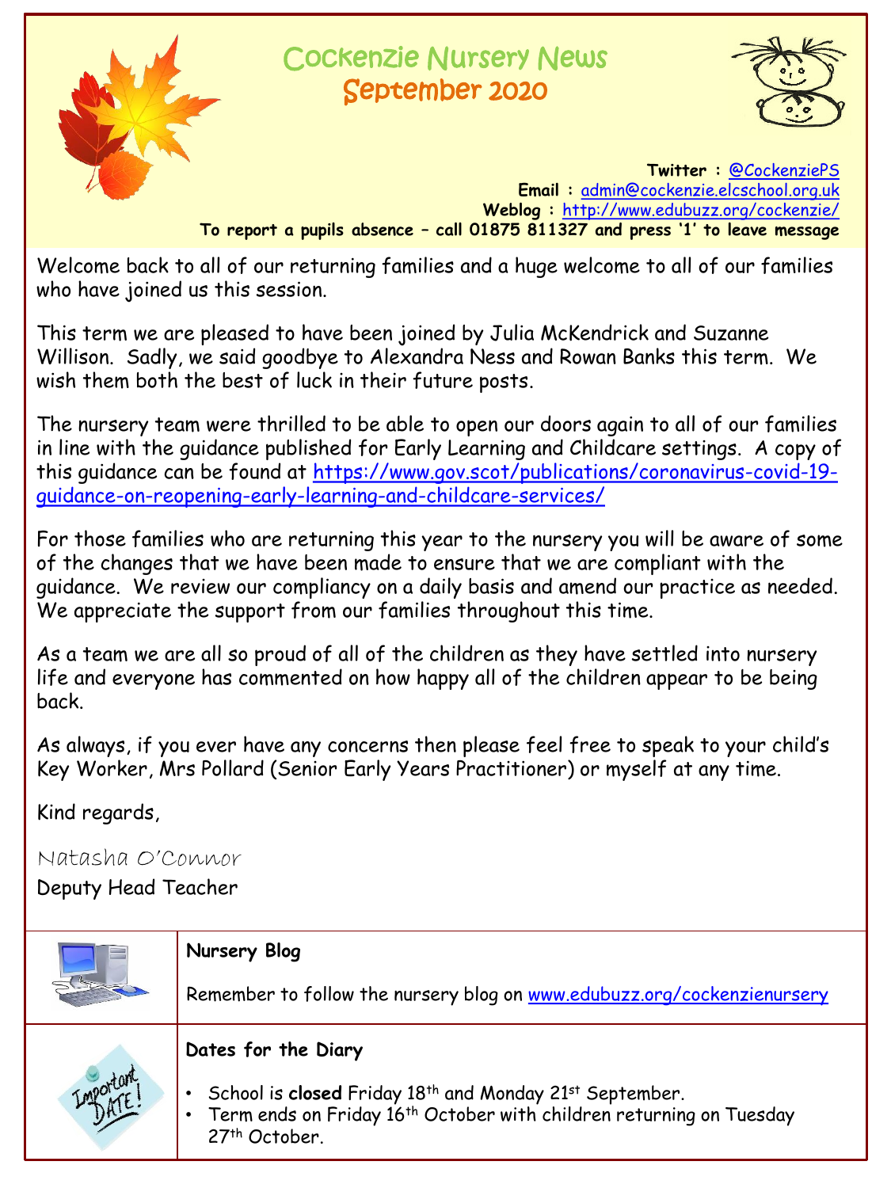# Cockenzie Nursery News
## September 2020

**Twitter :** @CockenziePS
**Email :** admin@cockenzie.elcschool.org.uk
**Weblog :** http://www.edubuzz.org/cockenzie/
**To report a pupils absence – call 01875 811327 and press '1' to leave message**

Welcome back to all of our returning families and a huge welcome to all of our families who have joined us this session.

This term we are pleased to have been joined by Julia McKendrick and Suzanne Willison. Sadly, we said goodbye to Alexandra Ness and Rowan Banks this term. We wish them both the best of luck in their future posts.

The nursery team were thrilled to be able to open our doors again to all of our families in line with the guidance published for Early Learning and Childcare settings. A copy of this guidance can be found at https://www.gov.scot/publications/coronavirus-covid-19-guidance-on-reopening-early-learning-and-childcare-services/

For those families who are returning this year to the nursery you will be aware of some of the changes that we have been made to ensure that we are compliant with the guidance. We review our compliancy on a daily basis and amend our practice as needed. We appreciate the support from our families throughout this time.

As a team we are all so proud of all of the children as they have settled into nursery life and everyone has commented on how happy all of the children appear to be being back.

As always, if you ever have any concerns then please feel free to speak to your child's Key Worker, Mrs Pollard (Senior Early Years Practitioner) or myself at any time.

Kind regards,

Natasha O'Connor
Deputy Head Teacher

**Nursery Blog**

Remember to follow the nursery blog on www.edubuzz.org/cockenzienursery

**Dates for the Diary**

- School is **closed** Friday 18th and Monday 21st September.
- Term ends on Friday 16th October with children returning on Tuesday 27th October.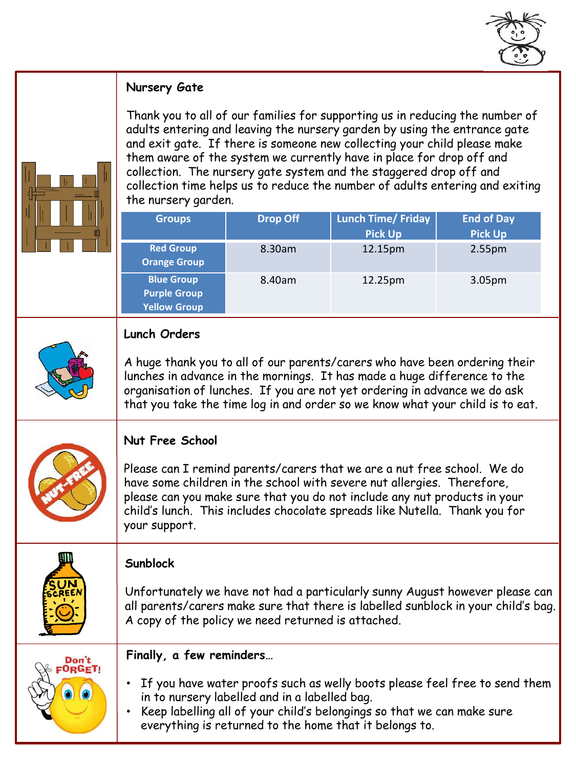## Nursery Gate

Thank you to all of our families for supporting us in reducing the number of adults entering and leaving the nursery garden by using the entrance gate and exit gate. If there is someone new collecting your child please make them aware of the system we currently have in place for drop off and collection. The nursery gate system and the staggered drop off and collection time helps us to reduce the number of adults entering and exiting the nursery garden.

| Groups | Drop Off | Lunch Time/ Friday Pick Up | End of Day Pick Up |
|---|---|---|---|
| Red Group<br>Orange Group | 8.30am | 12.15pm | 2.55pm |
| Blue Group<br>Purple Group<br>Yellow Group | 8.40am | 12.25pm | 3.05pm |

## Lunch Orders

A huge thank you to all of our parents/carers who have been ordering their lunches in advance in the mornings. It has made a huge difference to the organisation of lunches. If you are not yet ordering in advance we do ask that you take the time log in and order so we know what your child is to eat.

## Nut Free School

Please can I remind parents/carers that we are a nut free school. We do have some children in the school with severe nut allergies. Therefore, please can you make sure that you do not include any nut products in your child's lunch. This includes chocolate spreads like Nutella. Thank you for your support.

## Sunblock

Unfortunately we have not had a particularly sunny August however please can all parents/carers make sure that there is labelled sunblock in your child's bag. A copy of the policy we need returned is attached.

## Finally, a few reminders…

- If you have water proofs such as welly boots please feel free to send them in to nursery labelled and in a labelled bag.
- Keep labelling all of your child's belongings so that we can make sure everything is returned to the home that it belongs to.